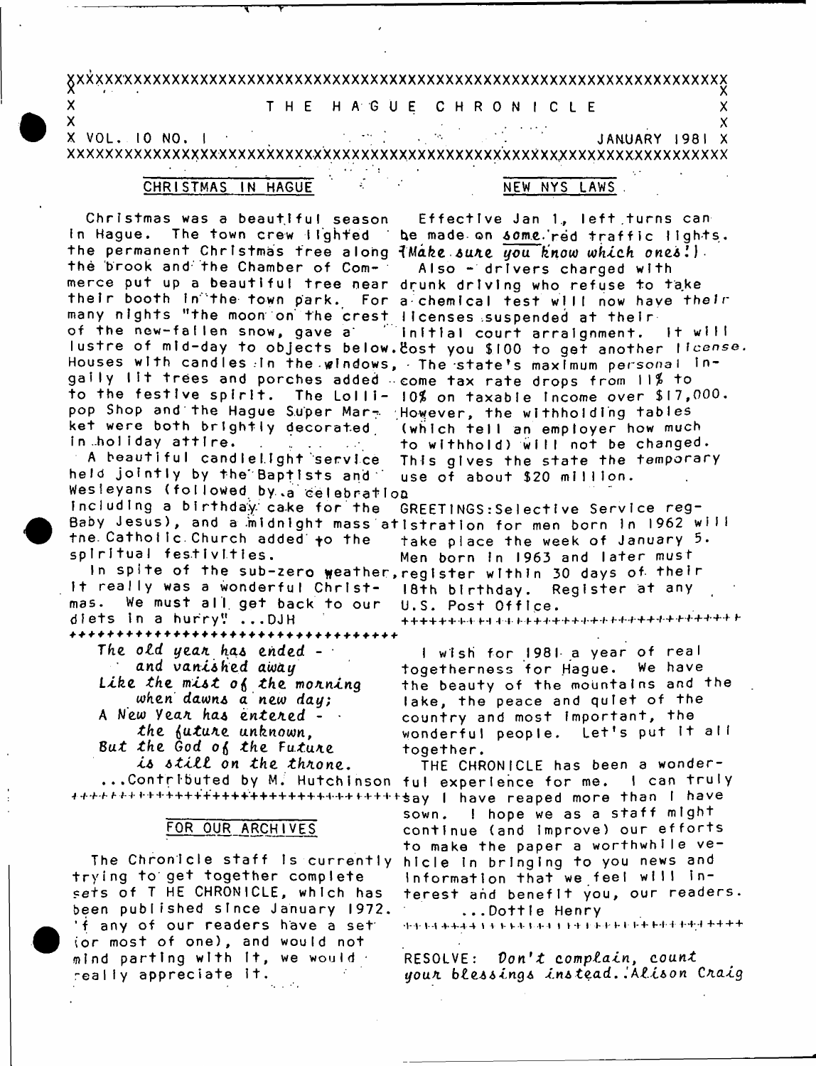# THE HAGUE CHRONICLE

VOL. 10 NO. 1 — JANUARY 1981

## CHRISTMAS IN HAGUE

Christmas was a beautiful season in Hague. The town crew lighted the permanent Christmas tree along the brook and the Chamber of Commerce put up a beautiful tree near their booth in the town park. For many nights "the moon on the crest of the new-fallen snow, gave a lustre of mid-day to objects below. Houses with candles in the windows, gaily lit trees and porches added to the festive spirit. The Lollipop Shop and the Hague Super Market were both brightly decorated in holiday attire.

A beautiful candlelight service held jointly by the Baptists and Wesleyans (followed by a celebration including a birthday cake for the Baby Jesus), and a midnight mass at the Catholic Church added to the spiritual festivities.

In spite of the sub-zero weather, it really was a wonderful Christmas. We must all get back to our diets in a hurry! ...DJH

+++++++++++++++++++++++++++++++++++

*The old year has ended -*
*and vanished away*
*Like the mist of the morning*
*when dawns a new day;*
*A New Year has entered -*
*the future unknown,*
*But the God of the Future*
*is still on the throne.*

...Contributed by M. Hutchinson

+++++++++++++++++++++++++++++++++++

## FOR OUR ARCHIVES

The Chronicle staff is currently trying to get together complete sets of THE CHRONICLE, which has been published since January 1972. If any of our readers have a set (or most of one), and would not mind parting with it, we would really appreciate it.

## NEW NYS LAWS

Effective Jan 1, left turns can be made on *some* red traffic lights. (*Make sure you know which ones!*)

Also - drivers charged with drunk driving who refuse to take a chemical test will now have their licenses suspended at their initial court arraignment. It will cost you $100 to get another license.

The state's maximum personal income tax rate drops from 11% to 10% on taxable income over $17,000. However, the withholding tables (which tell an employer how much to withhold) will not be changed. This gives the state the temporary use of about $20 million.

GREETINGS: Selective Service registration for men born in 1962 will take place the week of January 5. Men born in 1963 and later must register within 30 days of their 18th birthday. Register at any U.S. Post Office.

+++++++++++++++++++++++++++++++++++

I wish for 1981 a year of real togetherness for Hague. We have the beauty of the mountains and the lake, the peace and quiet of the country and most important, the wonderful people. Let's put it all together.

THE CHRONICLE has been a wonderful experience for me. I can truly say I have reaped more than I have sown. I hope we as a staff might continue (and improve) our efforts to make the paper a worthwhile vehicle in bringing to you news and information that we feel will interest and benefit you, our readers.

...Dottie Henry

+++++++++++++++++++++++++++++++++++

RESOLVE: *Don't complain, count your blessings instead.* *Alison Craig*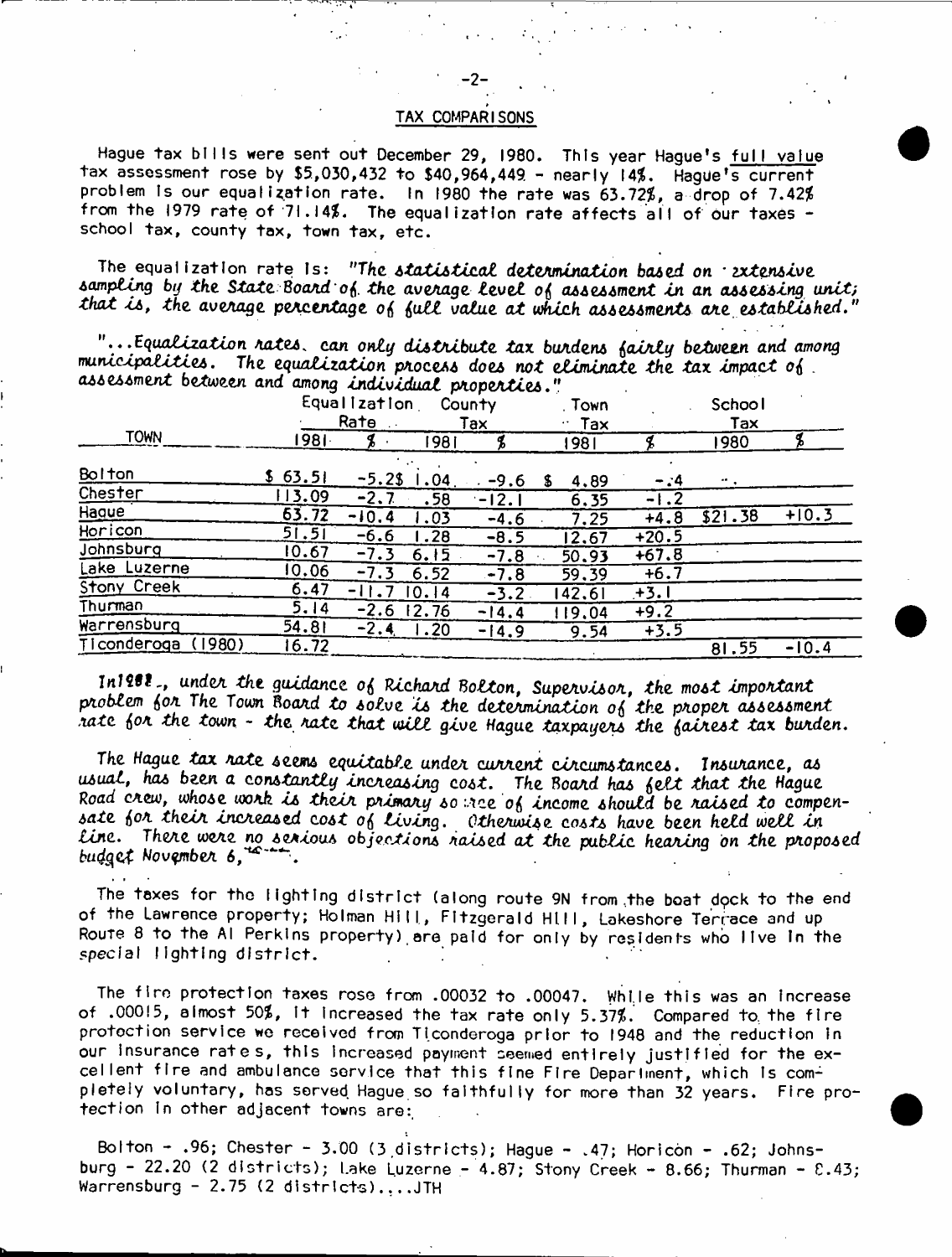## TAX COMPARISONS

Hague tax bills were sent out December 29, 1980. This year Hague's full value tax assessment rose by $5,030,432 to $40,964,449 - nearly 14%. Hague's current problem is our equalization rate. In 1980 the rate was 63.72%, a drop of 7.42% from the 1979 rate of 71.14%. The equalization rate affects all of our taxes - school tax, county tax, town tax, etc.

The equalization rate is: *"The statistical determination based on extensive sampling by the State Board of the average level of assessment in an assessing unit; that is, the average percentage of full value at which assessments are established."*

*"...Equalization rates can only distribute tax burdens fairly between and among municipalities. The equalization process does not eliminate the tax impact of assessment between and among individual properties."*

| TOWN | Equalization Rate | | County Tax | | Town Tax | | School Tax | |
|---|---|---|---|---|---|---|---|---|
| | 1981 | % | 1981 | % | 1981 | % | 1980 | % |
| Bolton | $ 63.51 | -5.2 | $ 1.04 | -9.6 | $ 4.89 | -.4 | .. | |
| Chester | 113.09 | -2.7 | .58 | -12.1 | 6.35 | -1.2 | | |
| Hague | 63.72 | -10.4 | 1.03 | -4.6 | 7.25 | +4.8 | $21.38 | +10.3 |
| Horicon | 51.51 | -6.6 | 1.28 | -8.5 | 12.67 | +20.5 | | |
| Johnsburg | 10.67 | -7.3 | 6.15 | -7.8 | 50.93 | +67.8 | | |
| Lake Luzerne | 10.06 | -7.3 | 6.52 | -7.8 | 59.39 | +6.7 | | |
| Stony Creek | 6.47 | -11.7 | 10.14 | -3.2 | 142.61 | +3.1 | | |
| Thurman | 5.14 | -2.6 | 12.76 | -14.4 | 119.04 | +9.2 | | |
| Warrensburg | 54.81 | -2.4 | 1.20 | -14.9 | 9.54 | +3.5 | | |
| Ticonderoga (1980) | 16.72 | | | | | | 81.55 | -10.4 |

*In 1981, under the guidance of Richard Bolton, Supervisor, the most important problem for The Town Board to solve is the determination of the proper assessment rate for the town - the rate that will give Hague taxpayers the fairest tax burden.*

*The Hague tax rate seems equitable under current circumstances. Insurance, as usual, has been a constantly increasing cost. The Board has felt that the Hague Road crew, whose work is their primary source of income should be raised to compensate for their increased cost of living. Otherwise costs have been held well in line. There were no serious objections raised at the public hearing on the proposed budget November 6,*

The taxes for the lighting district (along route 9N from the boat dock to the end of the Lawrence property; Holman Hill, Fitzgerald Hill, Lakeshore Terrace and up Route 8 to the Al Perkins property) are paid for only by residents who live in the special lighting district.

The fire protection taxes rose from .00032 to .00047. While this was an increase of .00015, almost 50%, it increased the tax rate only 5.37%. Compared to the fire protection service we received from Ticonderoga prior to 1948 and the reduction in our insurance rates, this increased payment seemed entirely justified for the excellent fire and ambulance service that this fine Fire Department, which is completely voluntary, has served Hague so faithfully for more than 32 years. Fire protection in other adjacent towns are:

Bolton - .96; Chester - 3.00 (3 districts); Hague - .47; Horicon - .62; Johnsburg - 22.20 (2 districts); Lake Luzerne - 4.87; Stony Creek - 8.66; Thurman - 8.43; Warrensburg - 2.75 (2 districts)....JTH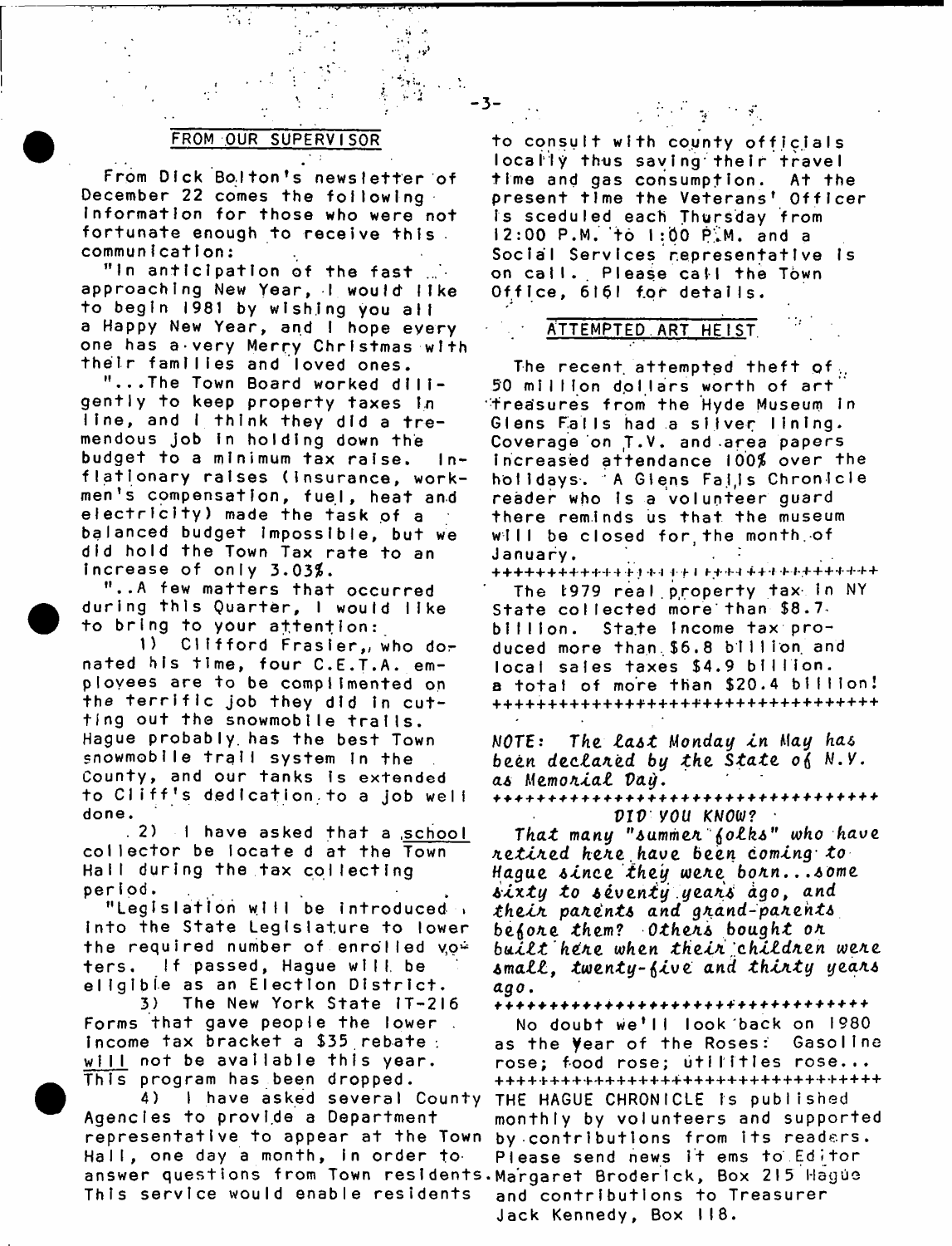## FROM OUR SUPERVISOR

From Dick Bolton's newsletter of December 22 comes the following information for those who were not fortunate enough to receive this communication:

"In anticipation of the fast approaching New Year, I would like to begin 1981 by wishing you all a Happy New Year, and I hope every one has a very Merry Christmas with their families and loved ones.

"...The Town Board worked diligently to keep property taxes in line, and I think they did a tremendous job in holding down the budget to a minimum tax raise. Inflationary raises (insurance, workmen's compensation, fuel, heat and electricity) made the task of a balanced budget impossible, but we did hold the Town Tax rate to an increase of only 3.03%.

"..A few matters that occurred during this Quarter, I would like to bring to your attention:

1) Clifford Frasier, who donated his time, four C.E.T.A. employees are to be complimented on the terrific job they did in cutting out the snowmobile trails. Hague probably has the best Town snowmobile trail system in the County, and our tanks is extended to Cliff's dedication to a job well done.

2) I have asked that a school collector be locate d at the Town Hall during the tax collecting period.

"Legislation will be introduced into the State Legislature to lower the required number of enrolled voters. If passed, Hague will be eligible as an Election District.

3) The New York State IT-216 Forms that gave people the lower income tax bracket a $35 rebate will not be available this year. This program has been dropped.

4) I have asked several County Agencies to provide a Department representative to appear at the Town Hall, one day a month, in order to answer questions from Town residents. This service would enable residents to consult with county officials locally thus saving their travel time and gas consumption. At the present time the Veterans' Officer is sceduled each Thursday from 12:00 P.M. to 1:00 P.M. and a Social Services representative is on call. Please call the Town Office, 6161 for details.

## ATTEMPTED ART HEIST

The recent attempted theft of 50 million dollars worth of art treasures from the Hyde Museum in Glens Falls had a silver lining. Coverage on T.V. and area papers increased attendance 100% over the holidays. A Glens Falls Chronicle reader who is a volunteer guard there reminds us that the museum will be closed for the month of January.

++++++++++++++++++++++++++++++++++

The 1979 real property tax in NY State collected more than $8.7 billion. State income tax produced more than $6.8 billion and local sales taxes $4.9 billion. a total of more than $20.4 billion!

++++++++++++++++++++++++++++++++++

*NOTE: The last Monday in May has been declared by the State of N.Y. as Memorial Day.*

++++++++++++++++++++++++++++++++++

*DID YOU KNOW?*

*That many "summer folks" who have retired here have been coming to Hague since they were born...some sixty to seventy years ago, and their parents and grand-parents before them? Others bought or built here when their children were small, twenty-five and thirty years ago.*

++++++++++++++++++++++++++++++++++

No doubt we'll look back on 1980 as the Year of the Roses: Gasoline rose; food rose; utilities rose...

++++++++++++++++++++++++++++++++++

THE HAGUE CHRONICLE is published monthly by volunteers and supported by contributions from its readers. Please send news items to Editor Margaret Broderick, Box 215 Hague and contributions to Treasurer Jack Kennedy, Box 118.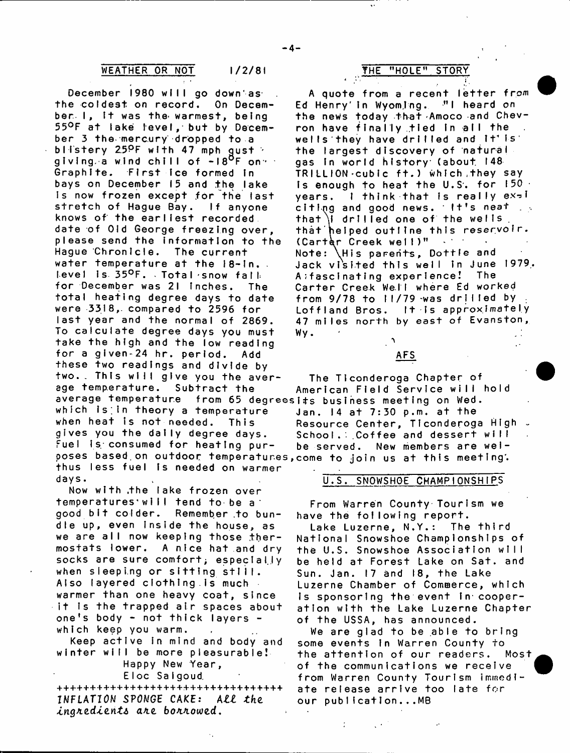## WEATHER OR NOT 1/2/81

December 1980 will go down as the coldest on record. On December 1, it was the warmest, being 55°F at lake level, but by December 3 the mercury dropped to a blistery 25°F with 47 mph gust giving a wind chill of -18°F on Graphite. First ice formed in bays on December 15 and the lake is now frozen except for the last stretch of Hague Bay. If anyone knows of the earliest recorded date of Old George freezing over, please send the information to the Hague Chronicle. The current water temperature at the 18-in. level is 35°F. Total snow fall for December was 21 inches. The total heating degree days to date were 3318, compared to 2596 for last year and the normal of 2869. To calculate degree days you must take the high and the low reading for a given 24 hr. period. Add these two readings and divide by two. This will give you the average temperature. Subtract the average temperature from 65 degrees which is in theory a temperature when heat is not needed. This gives you the daily degree days. Fuel is consumed for heating purposes based on outdoor temperatures, thus less fuel is needed on warmer days.

Now with the lake frozen over temperatures will tend to be a good bit colder. Remember to bundle up, even inside the house, as we are all now keeping those thermostats lower. A nice hat and dry socks are sure comfort, especially when sleeping or sitting still. Also layered clothing is much warmer than one heavy coat, since it is the trapped air spaces about one's body - not thick layers - which keep you warm.

Keep active in mind and body and winter will be more pleasurable!

Happy New Year,

Eloc Salgoud

++++++++++++++++++++++++++++++++++

*INFLATION SPONGE CAKE: All the ingredients are borrowed.*

## THE "HOLE" STORY

A quote from a recent letter from Ed Henry in Wyoming. "I heard on the news today that Amoco and Chevron have finally tied in all the wells they have drilled and it's the largest discovery of natural gas in world history (about 148 TRILLION cubic ft.) which they say is enough to heat the U.S. for 150 years. I think that is really exciting and good news. It's neat that I drilled one of the wells that helped outline this reservoir. (Carter Creek well)"

Note: His parents, Dottie and Jack visited this well in June 1979. A fascinating experience! The Carter Creek Well where Ed worked from 9/78 to 11/79 was drilled by Loffland Bros. It is approximately 47 miles north by east of Evanston, Wy.

## AFS

The Ticonderoga Chapter of American Field Service will hold its business meeting on Wed. Jan. 14 at 7:30 p.m. at the Resource Center, Ticonderoga High School. Coffee and dessert will be served. New members are welcome to join us at this meeting.

## U.S. SNOWSHOE CHAMPIONSHIPS

From Warren County Tourism we have the following report.

Lake Luzerne, N.Y.: The third National Snowshoe Championships of the U.S. Snowshoe Association will be held at Forest Lake on Sat. and Sun. Jan. 17 and 18, the Lake Luzerne Chamber of Commerce, which is sponsoring the event in cooperation with the Lake Luzerne Chapter of the USSA, has announced.

We are glad to be able to bring some events in Warren County to the attention of our readers. Most of the communications we receive from Warren County Tourism immediate release arrive too late for our publication...MB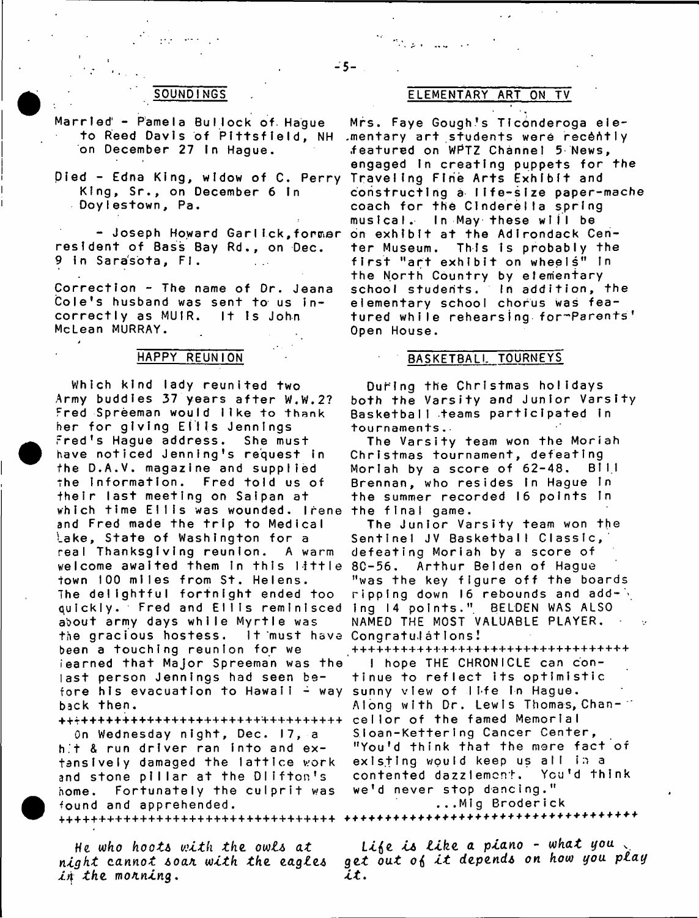## SOUNDINGS

Married - Pamela Bullock of Hague to Reed Davis of Pittsfield, NH on December 27 in Hague.

Died - Edna King, widow of C. Perry King, Sr., on December 6 in Doylestown, Pa.

- Joseph Howard Garlick, former resident of Bass Bay Rd., on Dec. 9 in Sarasota, Fl.

Correction - The name of Dr. Jeana Cole's husband was sent to us incorrectly as MUIR. It is John McLean MURRAY.

## HAPPY REUNION

Which kind lady reunited two Army buddies 37 years after W.W.2? Fred Spreeman would like to thank her for giving Ellis Jennings Fred's Hague address. She must have noticed Jenning's request in the D.A.V. magazine and supplied the information. Fred told us of their last meeting on Saipan at which time Ellis was wounded. Irene and Fred made the trip to Medical Lake, State of Washington for a real Thanksgiving reunion. A warm welcome awaited them in this little town 100 miles from St. Helens. The delightful fortnight ended too quickly. Fred and Ellis reminisced about army days while Myrtle was the gracious hostess. It must have been a touching reunion for we learned that Major Spreeman was the last person Jennings had seen before his evacuation to Hawaii - way back then.

++++++++++++++++++++++++++++++++++

On Wednesday night, Dec. 17, a hit & run driver ran into and extensively damaged the lattice work and stone pillar at the Clifton's home. Fortunately the culprit was found and apprehended.

++++++++++++++++++++++++++++++++++

*He who hoots with the owls at night cannot soar with the eagles in the morning.*

## ELEMENTARY ART ON TV

Mrs. Faye Gough's Ticonderoga elementary art students were recently featured on WPTZ Channel 5 News, engaged in creating puppets for the Traveling Fine Arts Exhibit and constructing a life-size paper-mache coach for the Cinderella spring musical. In May these will be on exhibit at the Adirondack Center Museum. This is probably the first "art exhibit on wheels" in the North Country by elementary school students. In addition, the elementary school chorus was featured while rehearsing for Parents' Open House.

## BASKETBALL TOURNEYS

During the Christmas holidays both the Varsity and Junior Varsity Basketball teams participated in tournaments.

The Varsity team won the Moriah Christmas tournament, defeating Moriah by a score of 62-48. Bill Brennan, who resides in Hague in the summer recorded 16 points in the final game.

The Junior Varsity team won the Sentinel JV Basketball Classic, defeating Moriah by a score of 80-56. Arthur Belden of Hague "was the key figure off the boards ripping down 16 rebounds and adding 14 points." BELDEN WAS ALSO NAMED THE MOST VALUABLE PLAYER. Congratulations!

++++++++++++++++++++++++++++++++++

I hope THE CHRONICLE can continue to reflect its optimistic sunny view of life in Hague. Along with Dr. Lewis Thomas, Chancellor of the famed Memorial Sloan-Kettering Cancer Center, "You'd think that the mere fact of existing would keep us all in a contented dazzlement. You'd think we'd never stop dancing."

...Mig Broderick

++++++++++++++++++++++++++++++++++

*Life is like a piano - what you get out of it depends on how you play it.*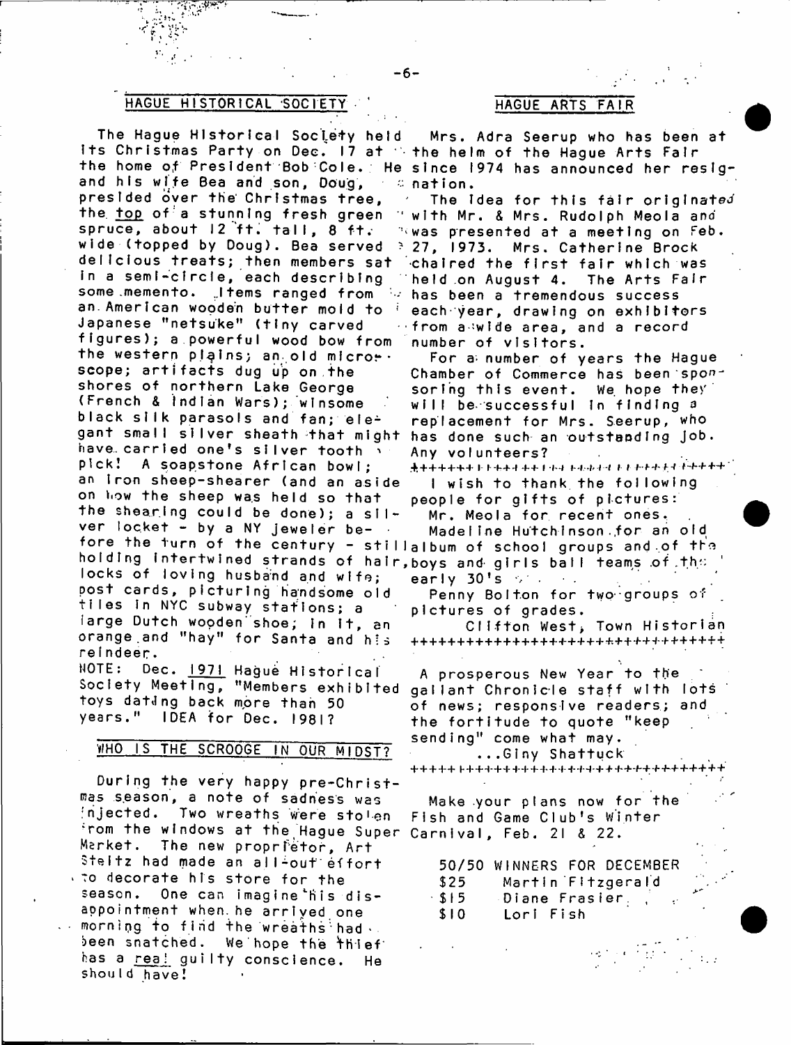## HAGUE HISTORICAL SOCIETY

The Hague Historical Society held its Christmas Party on Dec. 17 at the home of President Bob Cole. He and his wife Bea and son, Doug, presided over the Christmas tree, the top of a stunning fresh green spruce, about 12 ft. tall, 8 ft. wide (topped by Doug). Bea served delicious treats; then members sat in a semi-circle, each describing some memento. Items ranged from an American wooden butter mold to Japanese "netsuke" (tiny carved figures); a powerful wood bow from the western plains; an old microscope; artifacts dug up on the shores of northern Lake George (French & Indian Wars); winsome black silk parasols and fan; elegant small silver sheath that might have carried one's silver tooth pick! A soapstone African bowl; an iron sheep-shearer (and an aside on how the sheep was held so that the shearing could be done); a silver locket - by a NY jeweler before the turn of the century - still holding intertwined strands of hair, locks of loving husband and wife; post cards, picturing handsome old tiles in NYC subway stations; a large Dutch wooden shoe; in it, an orange and "hay" for Santa and his reindeer.

NOTE: Dec. 1971 Hague Historical Society Meeting, "Members exhibited toys dating back more than 50 years." IDEA for Dec. 1981?

## WHO IS THE SCROOGE IN OUR MIDST?

During the very happy pre-Christmas season, a note of sadness was injected. Two wreaths were stolen from the windows at the Hague Super Market. The new proprietor, Art Steltz had made an all-out effort to decorate his store for the season. One can imagine his disappointment when he arrived one morning to find the wreaths had been snatched. We hope the thief has a real guilty conscience. He should have!

## HAGUE ARTS FAIR

Mrs. Adra Seerup who has been at the helm of the Hague Arts Fair since 1974 has announced her resignation.

The idea for this fair originated with Mr. & Mrs. Rudolph Meola and was presented at a meeting on Feb. 27, 1973. Mrs. Catherine Brock chaired the first fair which was held on August 4. The Arts Fair has been a tremendous success each year, drawing on exhibitors from a wide area, and a record number of visitors.

For a number of years the Hague Chamber of Commerce has been sponsoring this event. We hope they will be successful in finding a replacement for Mrs. Seerup, who has done such an outstanding job. Any volunteers?

++++++++++++++++++++++++++++++++

I wish to thank the following people for gifts of pictures:

Mr. Meola for recent ones.

Madeline Hutchinson for an old album of school groups and of the boys and girls ball teams of the early 30's.

Penny Bolton for two groups of pictures of grades.

Clifton West, Town Historian

++++++++++++++++++++++++++++++++

A prosperous New Year to the gallant Chronicle staff with lots of news; responsive readers; and the fortitude to quote "keep sending" come what may.

...Giny Shattuck

++++++++++++++++++++++++++++++++

Make your plans now for the Fish and Game Club's Winter Carnival, Feb. 21 & 22.

50/50 WINNERS FOR DECEMBER

| | |
|---|---|
| \$25 | Martin Fitzgerald |
| \$15 | Diane Frasier |
| \$10 | Lori Fish |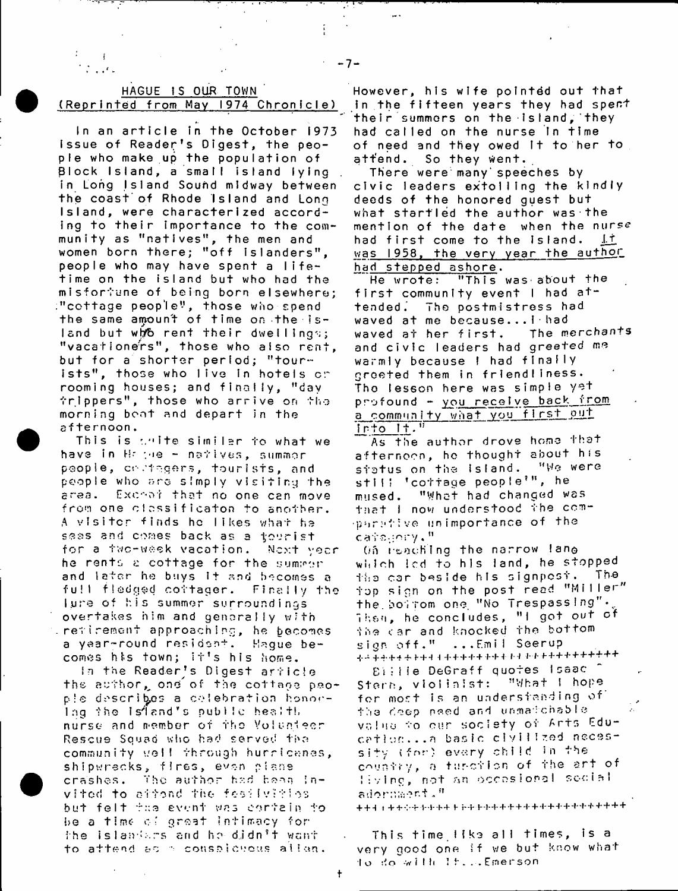## HAGUE IS OUR TOWN
(Reprinted from May 1974 Chronicle)

In an article in the October 1973 issue of Reader's Digest, the people who make up the population of Block Island, a small island lying in Long Island Sound midway between the coast of Rhode Island and Long Island, were characterized according to their importance to the community as "natives", the men and women born there; "off islanders", people who may have spent a lifetime on the island but who had the misfortune of being born elsewhere; "cottage people", those who spend the same amount of time on the island but who rent their dwellings; "vacationers", those who also rent, but for a shorter period; "tourists", those who live in hotels or rooming houses; and finally, "day trippers", those who arrive on the morning boat and depart in the afternoon.

This is quite similar to what we have in Hague - natives, summer people, cottagers, tourists, and people who are simply visiting the area. Except that no one can move from one classificaton to another. A visitor finds he likes what he sees and comes back as a tourist for a two-week vacation. Next year he rents a cottage for the summer and later he buys it and becomes a full fledged cottager. Finally the lure of his summer surroundings overtakes him and generally with retirement approaching, he becomes a year-round resident. Hague becomes his town; it's his home.

In the Reader's Digest article the author, one of the cottage people describes a celebration honoring the Island's public health nurse and member of the Volunteer Rescue Squad who had served the community well through hurricanes, shipwrecks, fires, even plane crashes. The author had been invited to attend the festivities but felt the event was certain to be a time of great intimacy for the islanders and he didn't want to attend as a conspicuous alien. However, his wife pointed out that in the fifteen years they had spent their summers on the island, they had called on the nurse in time of need and they owed it to her to attend. So they went.

There were many speeches by civic leaders extolling the kindly deeds of the honored guest but what startled the author was the mention of the date when the nurse had first come to the island. It was 1958, the very year the author had stepped ashore.

He wrote: "This was about the first community event I had attended. The postmistress had waved at me because...I had waved at her first. The merchants and civic leaders had greeted me warmly because I had finally greeted them in friendliness. The lesson here was simple yet profound - you receive back from a community what you first put into it."

As the author drove home that afternoon, he thought about his status on the island. "We were still 'cottage people'", he mused. "What had changed was that I now understood the comparative unimportance of the category."

On reaching the narrow lane which led to his land, he stopped the car beside his signpost. The top sign on the post read "Miller" the bottom one "No Trespassing". Then, he concludes, "I got out of the car and knocked the bottom sign off." ...Emil Seerup

++++++++++++++++++++++++++++++++++++

Billie DeGraff quotes Isaac Stern, violinist: "What I hope for most is an understanding of the deep need and unmatchable value to our society of Arts Education...a basic civilized necessity (for) every child in the country, a function of the art of living, not an occasional social adornment."

++++++++++++++++++++++++++++++++++++

This time like all times, is a very good one if we but know what to do with it...Emerson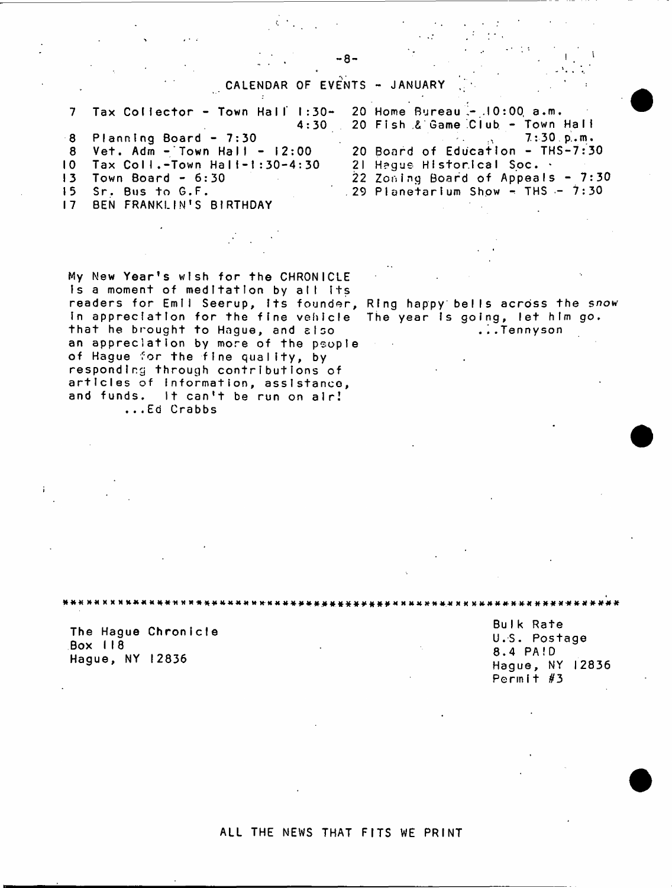## CALENDAR OF EVENTS - JANUARY

7 Tax Collector - Town Hall 1:30-4:30
8 Planning Board - 7:30
8 Vet. Adm - Town Hall - 12:00
10 Tax Coll.-Town Hall-1:30-4:30
13 Town Board - 6:30
15 Sr. Bus to G.F.
17 BEN FRANKLIN'S BIRTHDAY
20 Home Bureau - 10:00 a.m.
20 Fish & Game Club - Town Hall 7:30 p.m.
20 Board of Education - THS-7:30
21 Hague Historical Soc.
22 Zoning Board of Appeals - 7:30
29 Planetarium Show - THS - 7:30

My New Year's wish for the CHRONICLE is a moment of meditation by all its readers for Emil Seerup, its founder, in appreciation for the fine vehicle that he brought to Hague, and also an appreciation by more of the people of Hague for the fine quality, by responding through contributions of articles of information, assistance, and funds. It can't be run on air!
...Ed Crabbs

*Ring happy bells across the snow*
*The year is going, let him go.*
...Tennyson

*****************************************************************************

The Hague Chronicle
Box 118
Hague, NY 12836

Bulk Rate
U.S. Postage
8.4 PAID
Hague, NY 12836
Permit #3

ALL THE NEWS THAT FITS WE PRINT